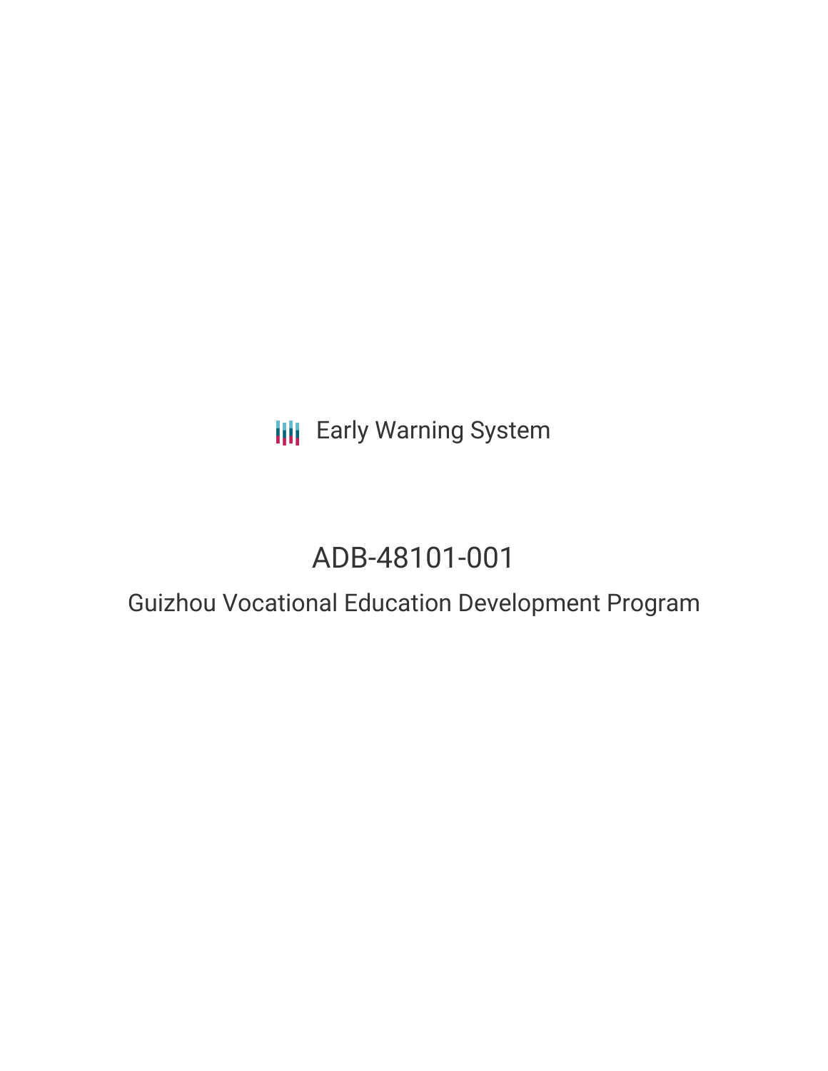Early Warning System

# ADB-48101-001

## Guizhou Vocational Education Development Program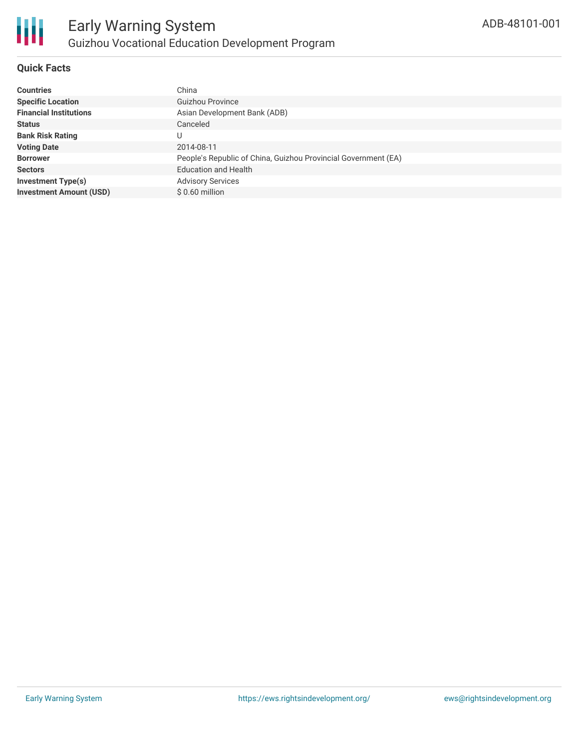## Quick Facts

| | |
|---|---|
| **Countries** | China |
| **Specific Location** | Guizhou Province |
| **Financial Institutions** | Asian Development Bank (ADB) |
| **Status** | Canceled |
| **Bank Risk Rating** | U |
| **Voting Date** | 2014-08-11 |
| **Borrower** | People's Republic of China, Guizhou Provincial Government (EA) |
| **Sectors** | Education and Health |
| **Investment Type(s)** | Advisory Services |
| **Investment Amount (USD)** | $ 0.60 million |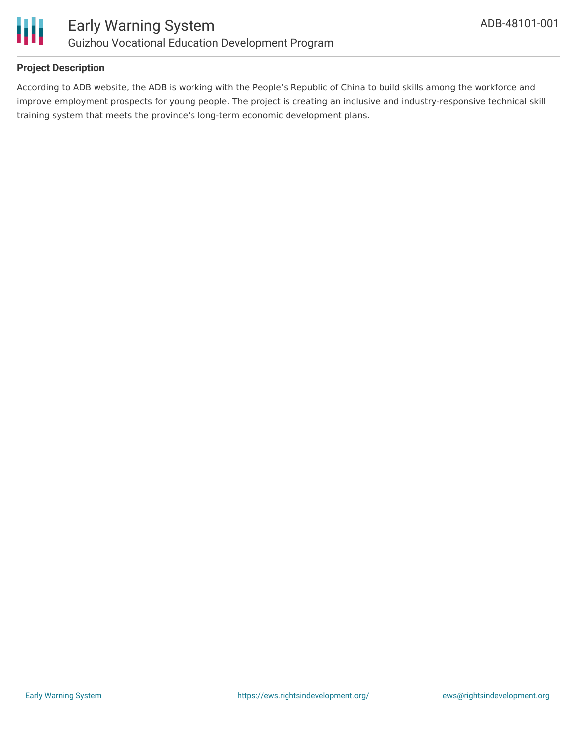**Project Description**

According to ADB website, the ADB is working with the People's Republic of China to build skills among the workforce and improve employment prospects for young people. The project is creating an inclusive and industry-responsive technical skill training system that meets the province's long-term economic development plans.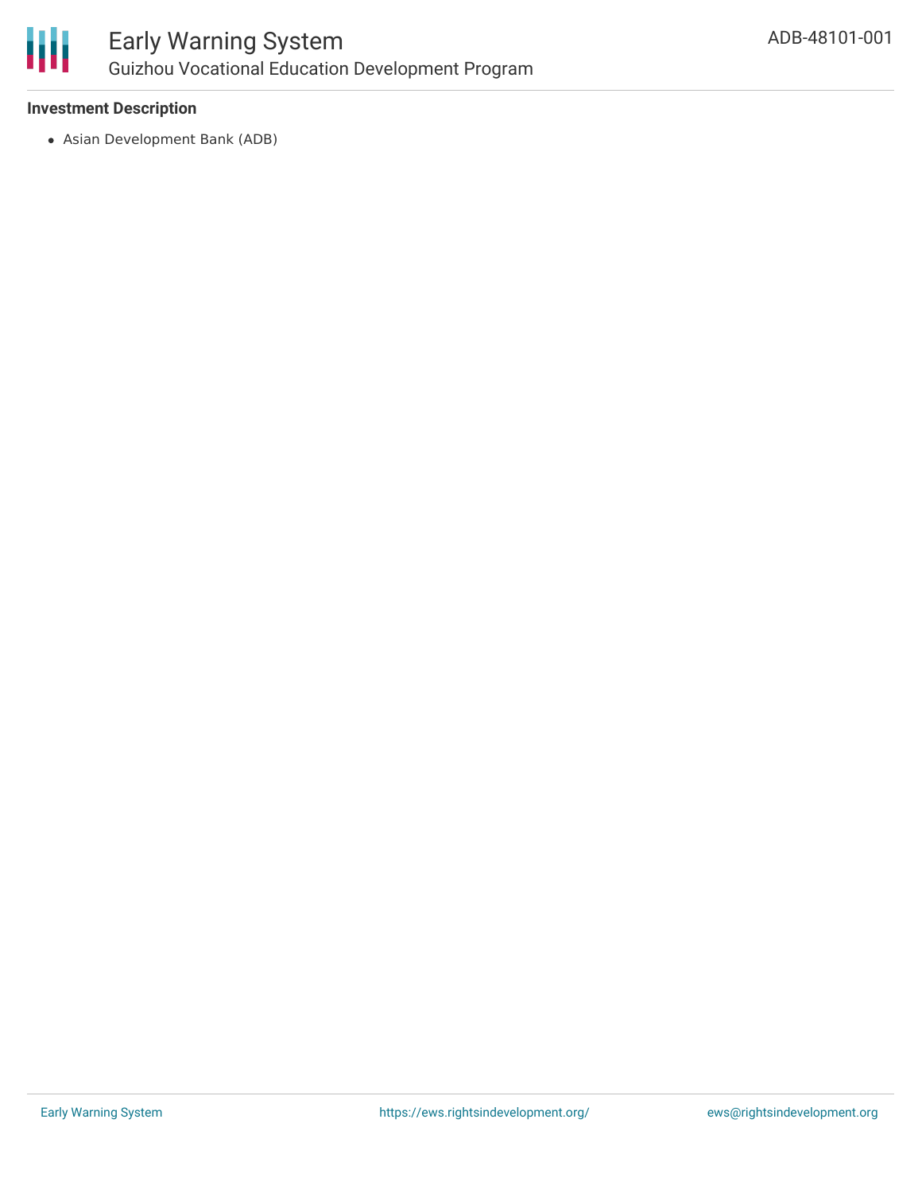**Investment Description**

- Asian Development Bank (ADB)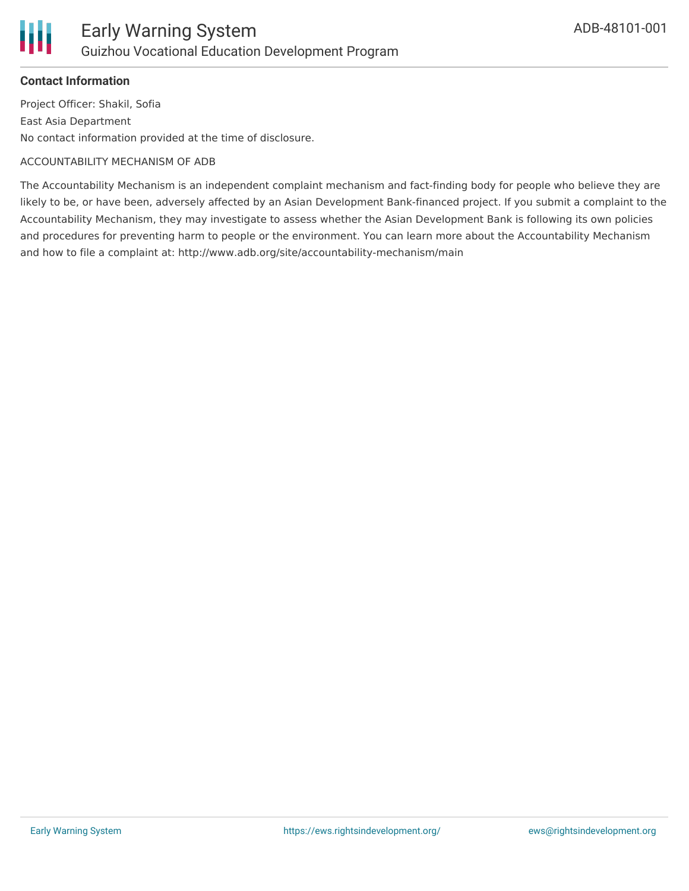### Contact Information

Project Officer: Shakil, Sofia

East Asia Department

No contact information provided at the time of disclosure.

ACCOUNTABILITY MECHANISM OF ADB

The Accountability Mechanism is an independent complaint mechanism and fact-finding body for people who believe they are likely to be, or have been, adversely affected by an Asian Development Bank-financed project. If you submit a complaint to the Accountability Mechanism, they may investigate to assess whether the Asian Development Bank is following its own policies and procedures for preventing harm to people or the environment. You can learn more about the Accountability Mechanism and how to file a complaint at: http://www.adb.org/site/accountability-mechanism/main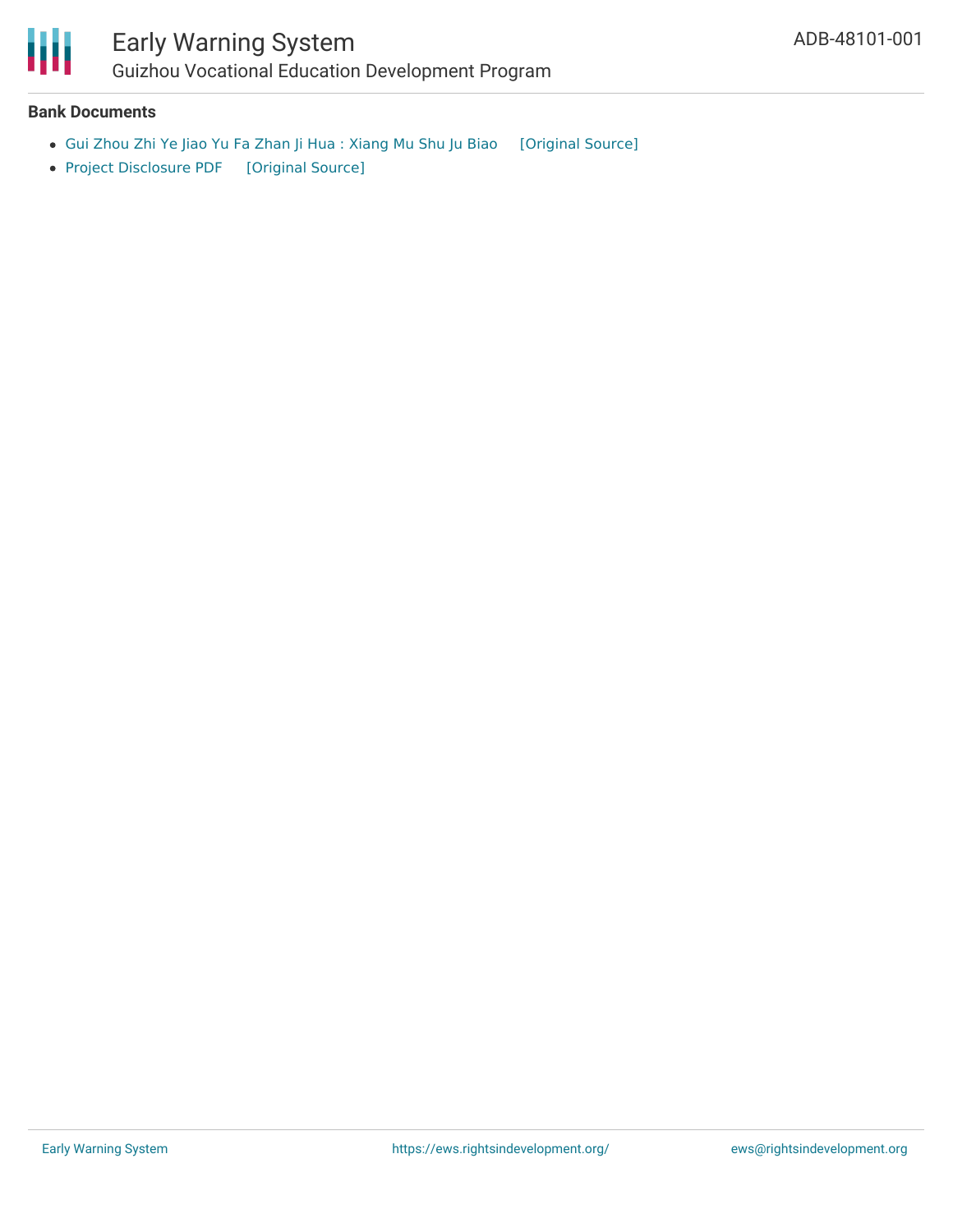**Bank Documents**

- Gui Zhou Zhi Ye Jiao Yu Fa Zhan Ji Hua : Xiang Mu Shu Ju Biao [Original Source]
- Project Disclosure PDF [Original Source]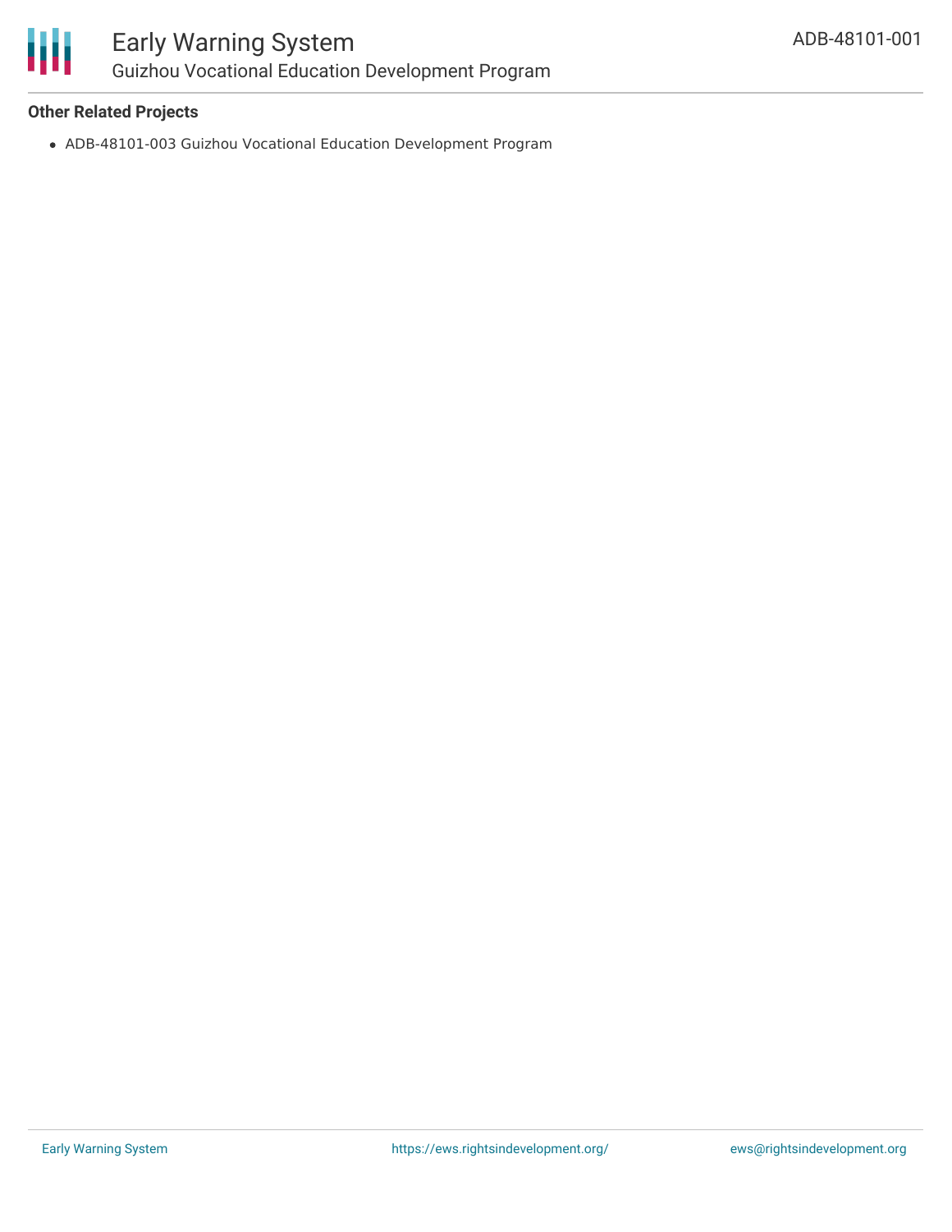#### Other Related Projects

- ADB-48101-003 Guizhou Vocational Education Development Program